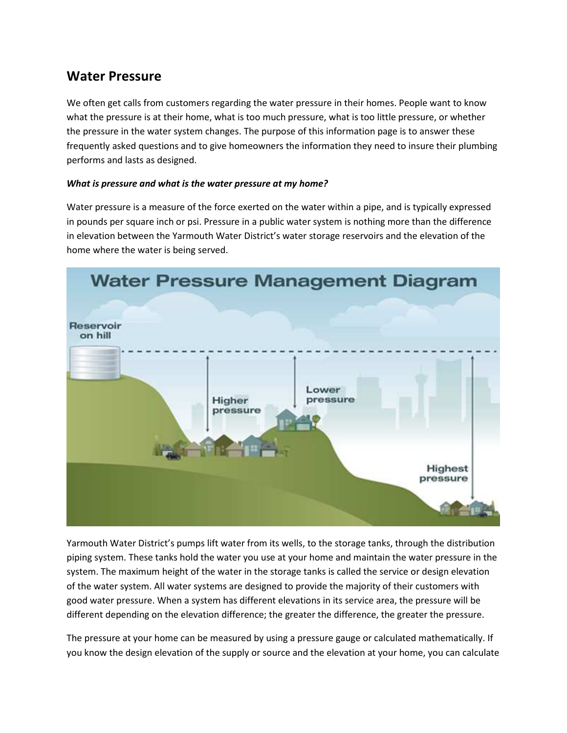## Water Pressure

We often get calls from customers regarding the water pressure in their homes. People want to know what the pressure is at their home, what is too much pressure, what is too little pressure, or whether the pressure in the water system changes. The purpose of this information page is to answer these frequently asked questions and to give homeowners the information they need to insure their plumbing performs and lasts as designed.

***What is pressure and what is the water pressure at my home?***

Water pressure is a measure of the force exerted on the water within a pipe, and is typically expressed in pounds per square inch or psi. Pressure in a public water system is nothing more than the difference in elevation between the Yarmouth Water District's water storage reservoirs and the elevation of the home where the water is being served.

Yarmouth Water District's pumps lift water from its wells, to the storage tanks, through the distribution piping system. These tanks hold the water you use at your home and maintain the water pressure in the system. The maximum height of the water in the storage tanks is called the service or design elevation of the water system. All water systems are designed to provide the majority of their customers with good water pressure. When a system has different elevations in its service area, the pressure will be different depending on the elevation difference; the greater the difference, the greater the pressure.

The pressure at your home can be measured by using a pressure gauge or calculated mathematically. If you know the design elevation of the supply or source and the elevation at your home, you can calculate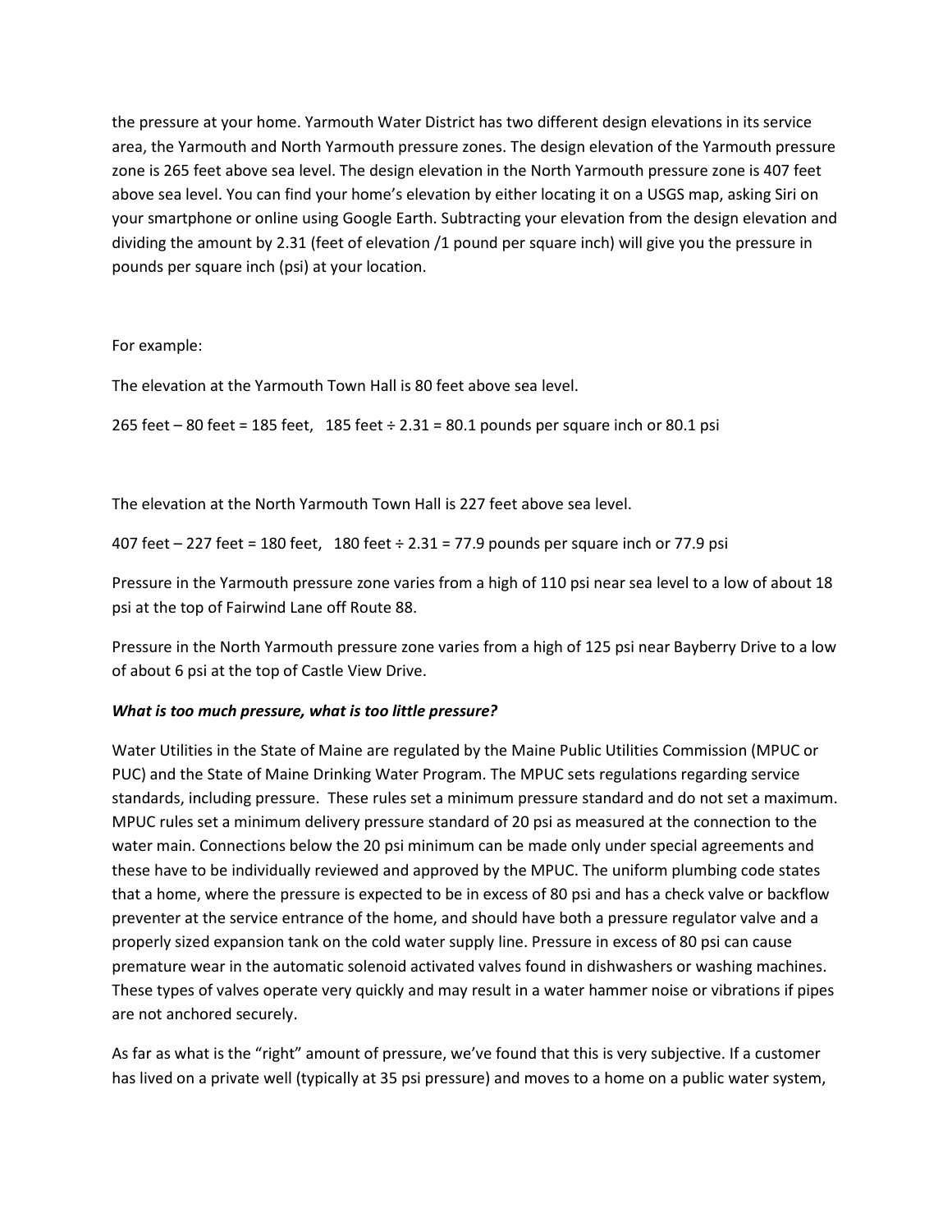the pressure at your home. Yarmouth Water District has two different design elevations in its service area, the Yarmouth and North Yarmouth pressure zones. The design elevation of the Yarmouth pressure zone is 265 feet above sea level. The design elevation in the North Yarmouth pressure zone is 407 feet above sea level. You can find your home's elevation by either locating it on a USGS map, asking Siri on your smartphone or online using Google Earth. Subtracting your elevation from the design elevation and dividing the amount by 2.31 (feet of elevation /1 pound per square inch) will give you the pressure in pounds per square inch (psi) at your location.

For example:

The elevation at the Yarmouth Town Hall is 80 feet above sea level.

265 feet – 80 feet = 185 feet,   185 feet ÷ 2.31 = 80.1 pounds per square inch or 80.1 psi

The elevation at the North Yarmouth Town Hall is 227 feet above sea level.

407 feet – 227 feet = 180 feet,   180 feet ÷ 2.31 = 77.9 pounds per square inch or 77.9 psi

Pressure in the Yarmouth pressure zone varies from a high of 110 psi near sea level to a low of about 18 psi at the top of Fairwind Lane off Route 88.

Pressure in the North Yarmouth pressure zone varies from a high of 125 psi near Bayberry Drive to a low of about 6 psi at the top of Castle View Drive.

***What is too much pressure, what is too little pressure?***

Water Utilities in the State of Maine are regulated by the Maine Public Utilities Commission (MPUC or PUC) and the State of Maine Drinking Water Program. The MPUC sets regulations regarding service standards, including pressure. These rules set a minimum pressure standard and do not set a maximum. MPUC rules set a minimum delivery pressure standard of 20 psi as measured at the connection to the water main. Connections below the 20 psi minimum can be made only under special agreements and these have to be individually reviewed and approved by the MPUC. The uniform plumbing code states that a home, where the pressure is expected to be in excess of 80 psi and has a check valve or backflow preventer at the service entrance of the home, and should have both a pressure regulator valve and a properly sized expansion tank on the cold water supply line. Pressure in excess of 80 psi can cause premature wear in the automatic solenoid activated valves found in dishwashers or washing machines. These types of valves operate very quickly and may result in a water hammer noise or vibrations if pipes are not anchored securely.

As far as what is the "right" amount of pressure, we've found that this is very subjective. If a customer has lived on a private well (typically at 35 psi pressure) and moves to a home on a public water system,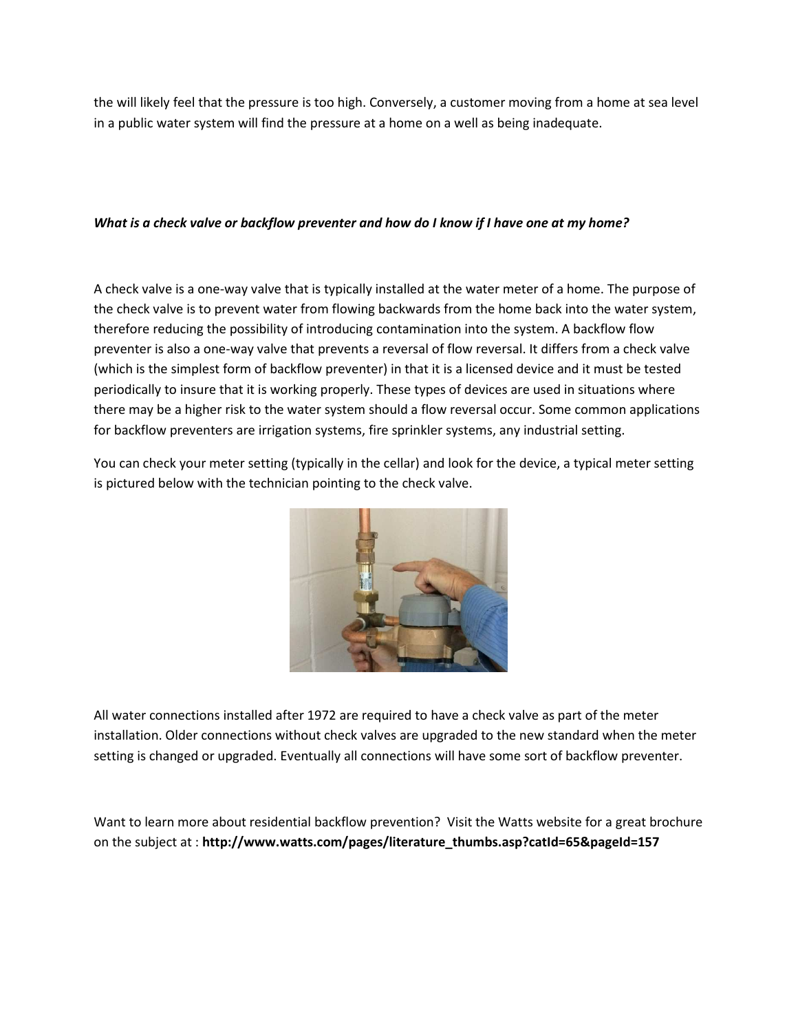the will likely feel that the pressure is too high. Conversely, a customer moving from a home at sea level in a public water system will find the pressure at a home on a well as being inadequate.

***What is a check valve or backflow preventer and how do I know if I have one at my home?***

A check valve is a one-way valve that is typically installed at the water meter of a home. The purpose of the check valve is to prevent water from flowing backwards from the home back into the water system, therefore reducing the possibility of introducing contamination into the system. A backflow flow preventer is also a one-way valve that prevents a reversal of flow reversal. It differs from a check valve (which is the simplest form of backflow preventer) in that it is a licensed device and it must be tested periodically to insure that it is working properly. These types of devices are used in situations where there may be a higher risk to the water system should a flow reversal occur. Some common applications for backflow preventers are irrigation systems, fire sprinkler systems, any industrial setting.

You can check your meter setting (typically in the cellar) and look for the device, a typical meter setting is pictured below with the technician pointing to the check valve.

All water connections installed after 1972 are required to have a check valve as part of the meter installation. Older connections without check valves are upgraded to the new standard when the meter setting is changed or upgraded. Eventually all connections will have some sort of backflow preventer.

Want to learn more about residential backflow prevention? Visit the Watts website for a great brochure on the subject at : **http://www.watts.com/pages/literature_thumbs.asp?catId=65&pageId=157**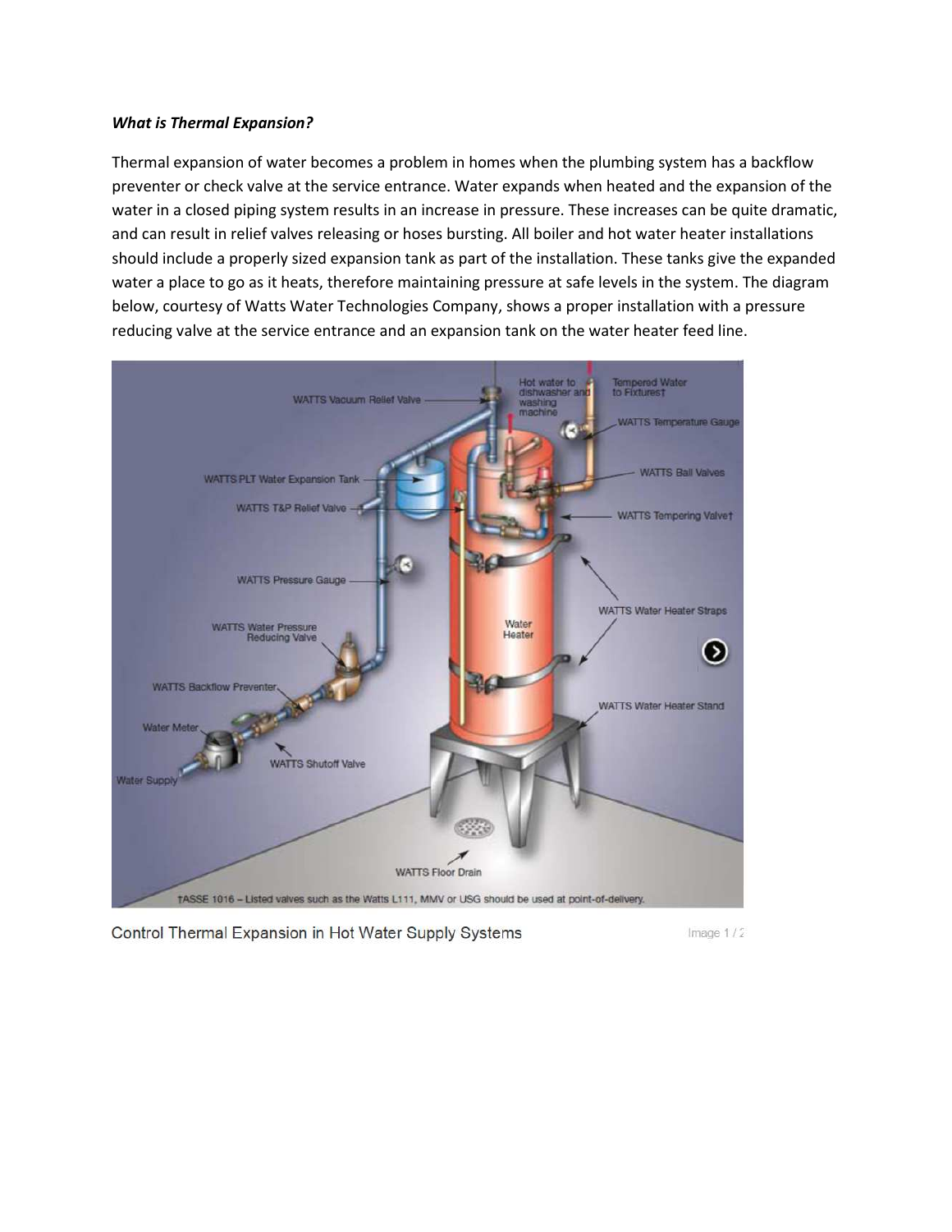***What is Thermal Expansion?***

Thermal expansion of water becomes a problem in homes when the plumbing system has a backflow preventer or check valve at the service entrance. Water expands when heated and the expansion of the water in a closed piping system results in an increase in pressure. These increases can be quite dramatic, and can result in relief valves releasing or hoses bursting. All boiler and hot water heater installations should include a properly sized expansion tank as part of the installation. These tanks give the expanded water a place to go as it heats, therefore maintaining pressure at safe levels in the system. The diagram below, courtesy of Watts Water Technologies Company, shows a proper installation with a pressure reducing valve at the service entrance and an expansion tank on the water heater feed line.

Control Thermal Expansion in Hot Water Supply Systems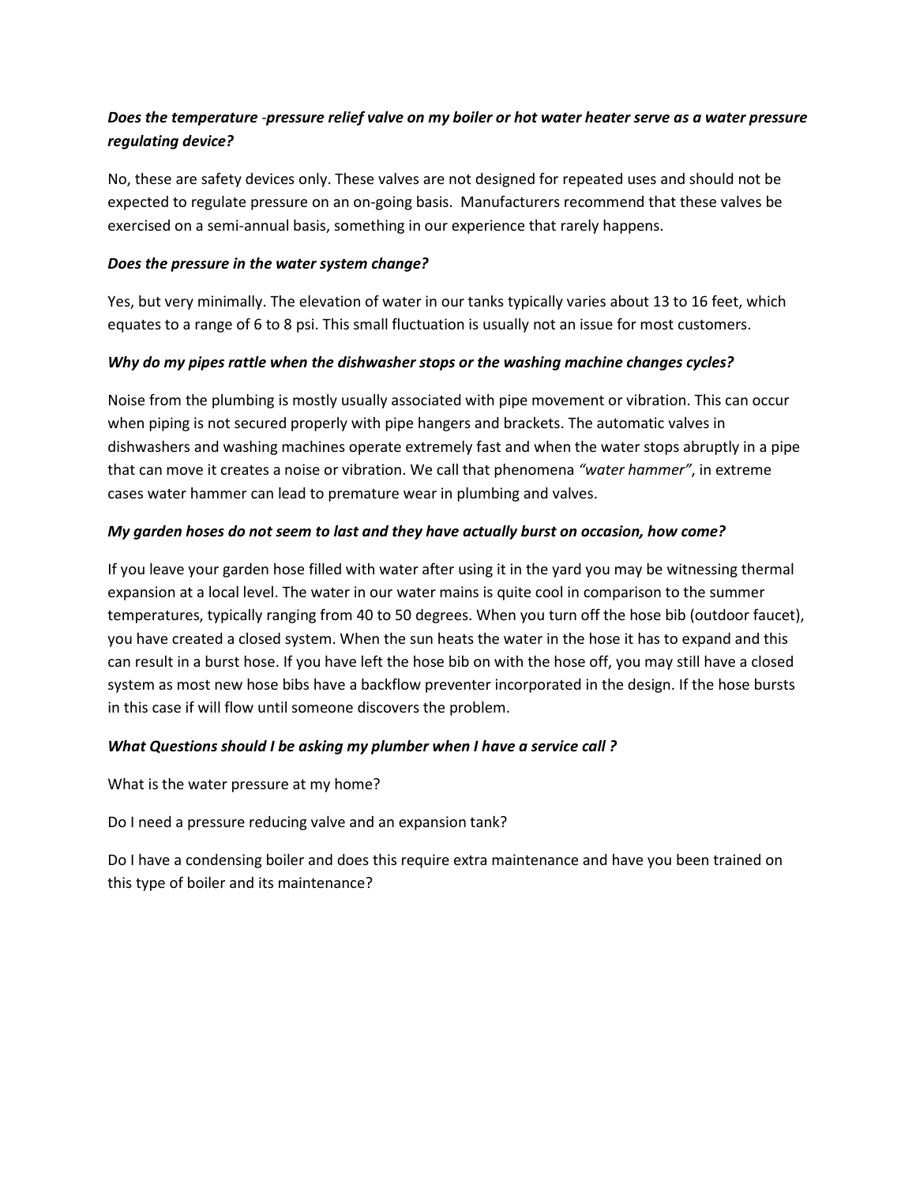***Does the temperature -pressure relief valve on my boiler or hot water heater serve as a water pressure regulating device?***

No, these are safety devices only. These valves are not designed for repeated uses and should not be expected to regulate pressure on an on-going basis.  Manufacturers recommend that these valves be exercised on a semi-annual basis, something in our experience that rarely happens.

***Does the pressure in the water system change?***

Yes, but very minimally. The elevation of water in our tanks typically varies about 13 to 16 feet, which equates to a range of 6 to 8 psi. This small fluctuation is usually not an issue for most customers.

***Why do my pipes rattle when the dishwasher stops or the washing machine changes cycles?***

Noise from the plumbing is mostly usually associated with pipe movement or vibration. This can occur when piping is not secured properly with pipe hangers and brackets. The automatic valves in dishwashers and washing machines operate extremely fast and when the water stops abruptly in a pipe that can move it creates a noise or vibration. We call that phenomena *"water hammer"*, in extreme cases water hammer can lead to premature wear in plumbing and valves.

***My garden hoses do not seem to last and they have actually burst on occasion, how come?***

If you leave your garden hose filled with water after using it in the yard you may be witnessing thermal expansion at a local level. The water in our water mains is quite cool in comparison to the summer temperatures, typically ranging from 40 to 50 degrees. When you turn off the hose bib (outdoor faucet), you have created a closed system. When the sun heats the water in the hose it has to expand and this can result in a burst hose. If you have left the hose bib on with the hose off, you may still have a closed system as most new hose bibs have a backflow preventer incorporated in the design. If the hose bursts in this case if will flow until someone discovers the problem.

***What Questions should I be asking my plumber when I have a service call ?***

What is the water pressure at my home?

Do I need a pressure reducing valve and an expansion tank?

Do I have a condensing boiler and does this require extra maintenance and have you been trained on this type of boiler and its maintenance?